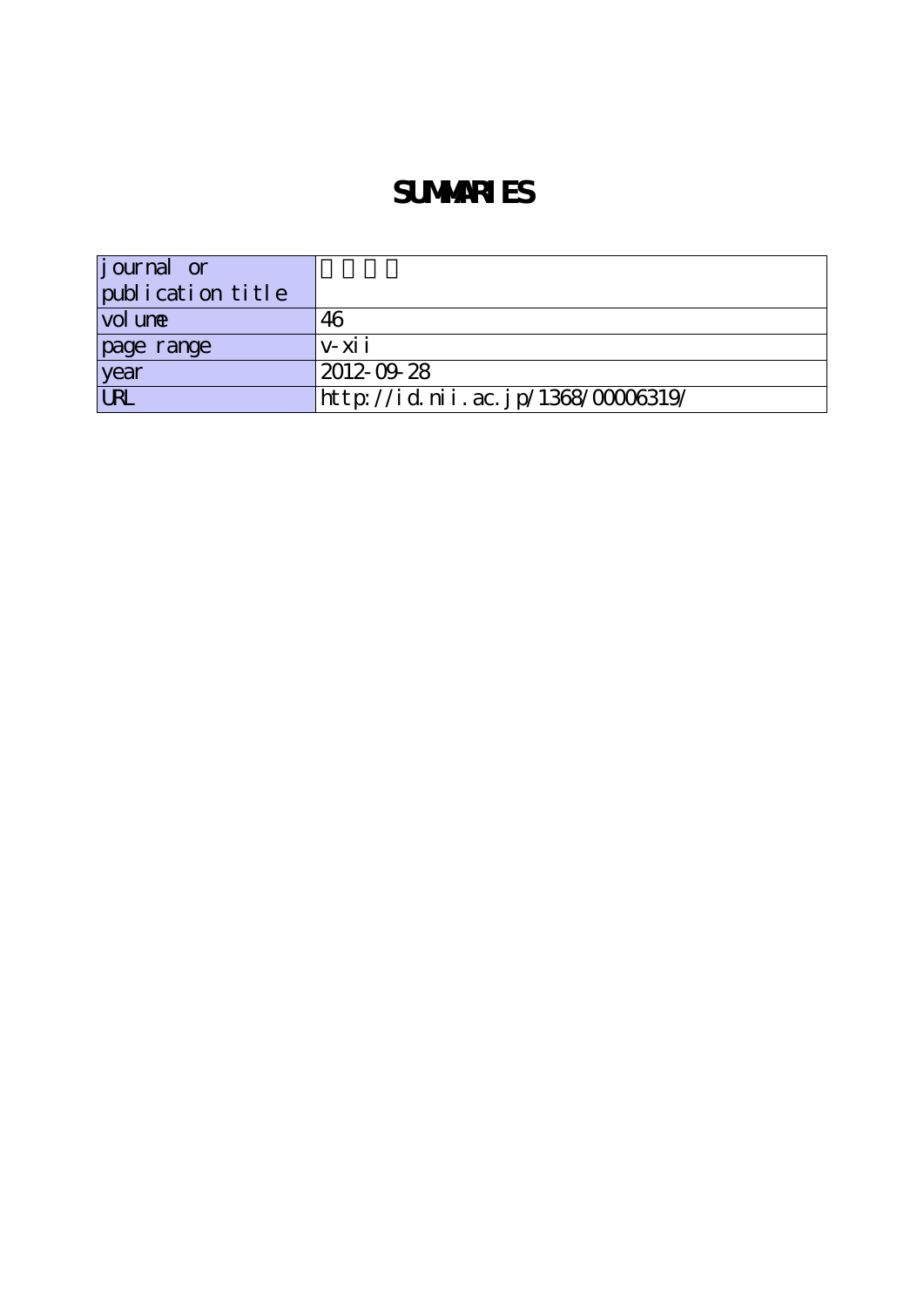# SUMMARIES

| journal or publication title | 　　　　 |
|---|---|
| volume | 46 |
| page range | v-xii |
| year | 2012-09-28 |
| URL | http://id.nii.ac.jp/1368/00006319/ |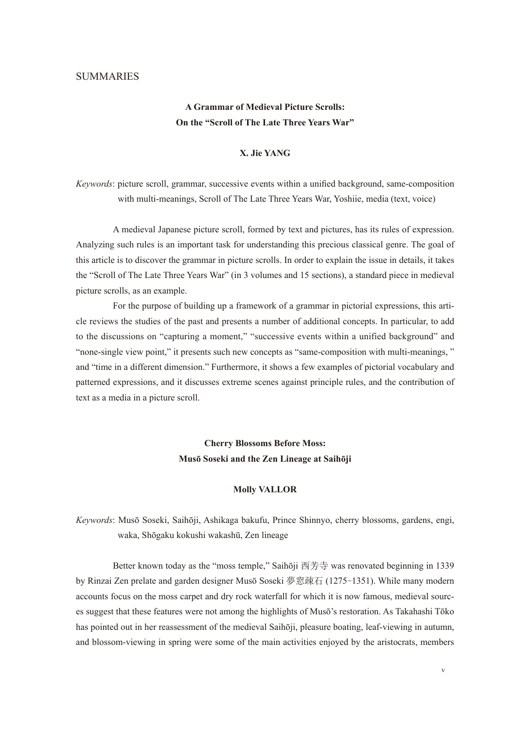# SUMMARIES

## A Grammar of Medieval Picture Scrolls: On the "Scroll of The Late Three Years War"

### X. Jie YANG

*Keywords*: picture scroll, grammar, successive events within a unified background, same-composition with multi-meanings, Scroll of The Late Three Years War, Yoshiie, media (text, voice)

A medieval Japanese picture scroll, formed by text and pictures, has its rules of expression. Analyzing such rules is an important task for understanding this precious classical genre. The goal of this article is to discover the grammar in picture scrolls. In order to explain the issue in details, it takes the "Scroll of The Late Three Years War" (in 3 volumes and 15 sections), a standard piece in medieval picture scrolls, as an example.

For the purpose of building up a framework of a grammar in pictorial expressions, this article reviews the studies of the past and presents a number of additional concepts. In particular, to add to the discussions on "capturing a moment," "successive events within a unified background" and "none-single view point," it presents such new concepts as "same-composition with multi-meanings, " and "time in a different dimension." Furthermore, it shows a few examples of pictorial vocabulary and patterned expressions, and it discusses extreme scenes against principle rules, and the contribution of text as a media in a picture scroll.

## Cherry Blossoms Before Moss: Musō Soseki and the Zen Lineage at Saihōji

### Molly VALLOR

*Keywords*: Musō Soseki, Saihōji, Ashikaga bakufu, Prince Shinnyo, cherry blossoms, gardens, engi, waka, Shōgaku kokushi wakashū, Zen lineage

Better known today as the "moss temple," Saihōji 西芳寺 was renovated beginning in 1339 by Rinzai Zen prelate and garden designer Musō Soseki 夢窓疎石 (1275–1351). While many modern accounts focus on the moss carpet and dry rock waterfall for which it is now famous, medieval sources suggest that these features were not among the highlights of Musō's restoration. As Takahashi Tōko has pointed out in her reassessment of the medieval Saihōji, pleasure boating, leaf-viewing in autumn, and blossom-viewing in spring were some of the main activities enjoyed by the aristocrats, members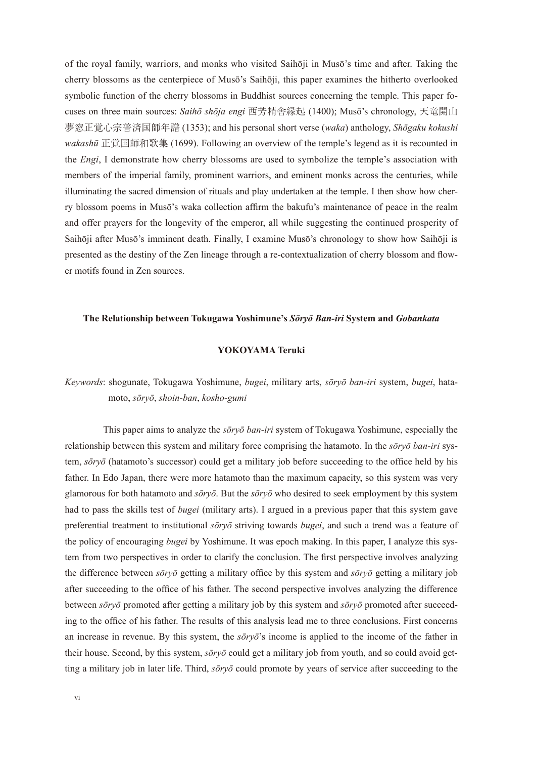of the royal family, warriors, and monks who visited Saihōji in Musō's time and after. Taking the cherry blossoms as the centerpiece of Musō's Saihōji, this paper examines the hitherto overlooked symbolic function of the cherry blossoms in Buddhist sources concerning the temple. This paper focuses on three main sources: *Saihō shōja engi* 西芳精舎縁起 (1400); Musō's chronology, 天竜開山夢窓正覚心宗普済国師年譜 (1353); and his personal short verse (*waka*) anthology, *Shōgaku kokushi wakashū* 正覚国師和歌集 (1699). Following an overview of the temple's legend as it is recounted in the *Engi*, I demonstrate how cherry blossoms are used to symbolize the temple's association with members of the imperial family, prominent warriors, and eminent monks across the centuries, while illuminating the sacred dimension of rituals and play undertaken at the temple. I then show how cherry blossom poems in Musō's waka collection affirm the bakufu's maintenance of peace in the realm and offer prayers for the longevity of the emperor, all while suggesting the continued prosperity of Saihōji after Musō's imminent death. Finally, I examine Musō's chronology to show how Saihōji is presented as the destiny of the Zen lineage through a re-contextualization of cherry blossom and flower motifs found in Zen sources.

### The Relationship between Tokugawa Yoshimune's *Sōryō Ban-iri* System and *Gobankata*

**YOKOYAMA Teruki**

*Keywords*: shogunate, Tokugawa Yoshimune, *bugei*, military arts, *sōryō ban-iri* system, *bugei*, hatamoto, *sōryō*, *shoin-ban*, *kosho-gumi*

This paper aims to analyze the *sōryō ban-iri* system of Tokugawa Yoshimune, especially the relationship between this system and military force comprising the hatamoto. In the *sōryō ban-iri* system, *sōryō* (hatamoto's successor) could get a military job before succeeding to the office held by his father. In Edo Japan, there were more hatamoto than the maximum capacity, so this system was very glamorous for both hatamoto and *sōryō*. But the *sōryō* who desired to seek employment by this system had to pass the skills test of *bugei* (military arts). I argued in a previous paper that this system gave preferential treatment to institutional *sōryō* striving towards *bugei*, and such a trend was a feature of the policy of encouraging *bugei* by Yoshimune. It was epoch making. In this paper, I analyze this system from two perspectives in order to clarify the conclusion. The first perspective involves analyzing the difference between *sōryō* getting a military office by this system and *sōryō* getting a military job after succeeding to the office of his father. The second perspective involves analyzing the difference between *sōryō* promoted after getting a military job by this system and *sōryō* promoted after succeeding to the office of his father. The results of this analysis lead me to three conclusions. First concerns an increase in revenue. By this system, the *sōryō*'s income is applied to the income of the father in their house. Second, by this system, *sōryō* could get a military job from youth, and so could avoid getting a military job in later life. Third, *sōryō* could promote by years of service after succeeding to the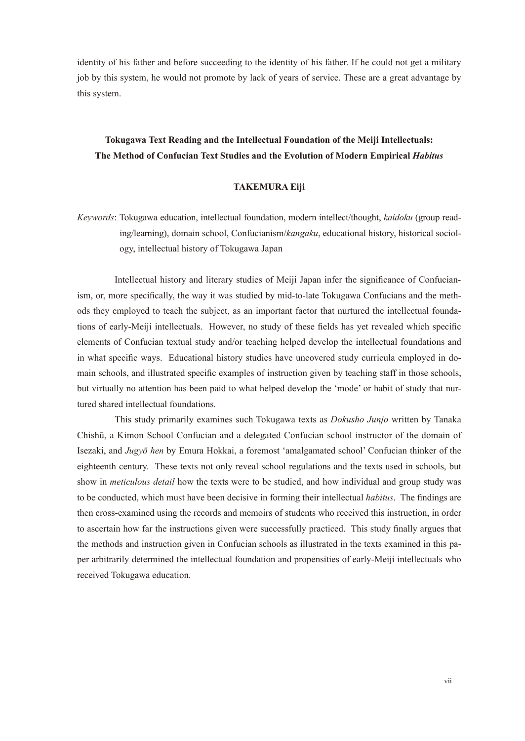identity of his father and before succeeding to the identity of his father. If he could not get a military job by this system, he would not promote by lack of years of service. These are a great advantage by this system.

## Tokugawa Text Reading and the Intellectual Foundation of the Meiji Intellectuals: The Method of Confucian Text Studies and the Evolution of Modern Empirical *Habitus*

**TAKEMURA Eiji**

*Keywords*: Tokugawa education, intellectual foundation, modern intellect/thought, *kaidoku* (group reading/learning), domain school, Confucianism/*kangaku*, educational history, historical sociology, intellectual history of Tokugawa Japan

Intellectual history and literary studies of Meiji Japan infer the significance of Confucianism, or, more specifically, the way it was studied by mid-to-late Tokugawa Confucians and the methods they employed to teach the subject, as an important factor that nurtured the intellectual foundations of early-Meiji intellectuals. However, no study of these fields has yet revealed which specific elements of Confucian textual study and/or teaching helped develop the intellectual foundations and in what specific ways. Educational history studies have uncovered study curricula employed in domain schools, and illustrated specific examples of instruction given by teaching staff in those schools, but virtually no attention has been paid to what helped develop the 'mode' or habit of study that nurtured shared intellectual foundations.

This study primarily examines such Tokugawa texts as *Dokusho Junjo* written by Tanaka Chishū, a Kimon School Confucian and a delegated Confucian school instructor of the domain of Isezaki, and *Jugyō hen* by Emura Hokkai, a foremost 'amalgamated school' Confucian thinker of the eighteenth century. These texts not only reveal school regulations and the texts used in schools, but show in *meticulous detail* how the texts were to be studied, and how individual and group study was to be conducted, which must have been decisive in forming their intellectual *habitus*. The findings are then cross-examined using the records and memoirs of students who received this instruction, in order to ascertain how far the instructions given were successfully practiced. This study finally argues that the methods and instruction given in Confucian schools as illustrated in the texts examined in this paper arbitrarily determined the intellectual foundation and propensities of early-Meiji intellectuals who received Tokugawa education.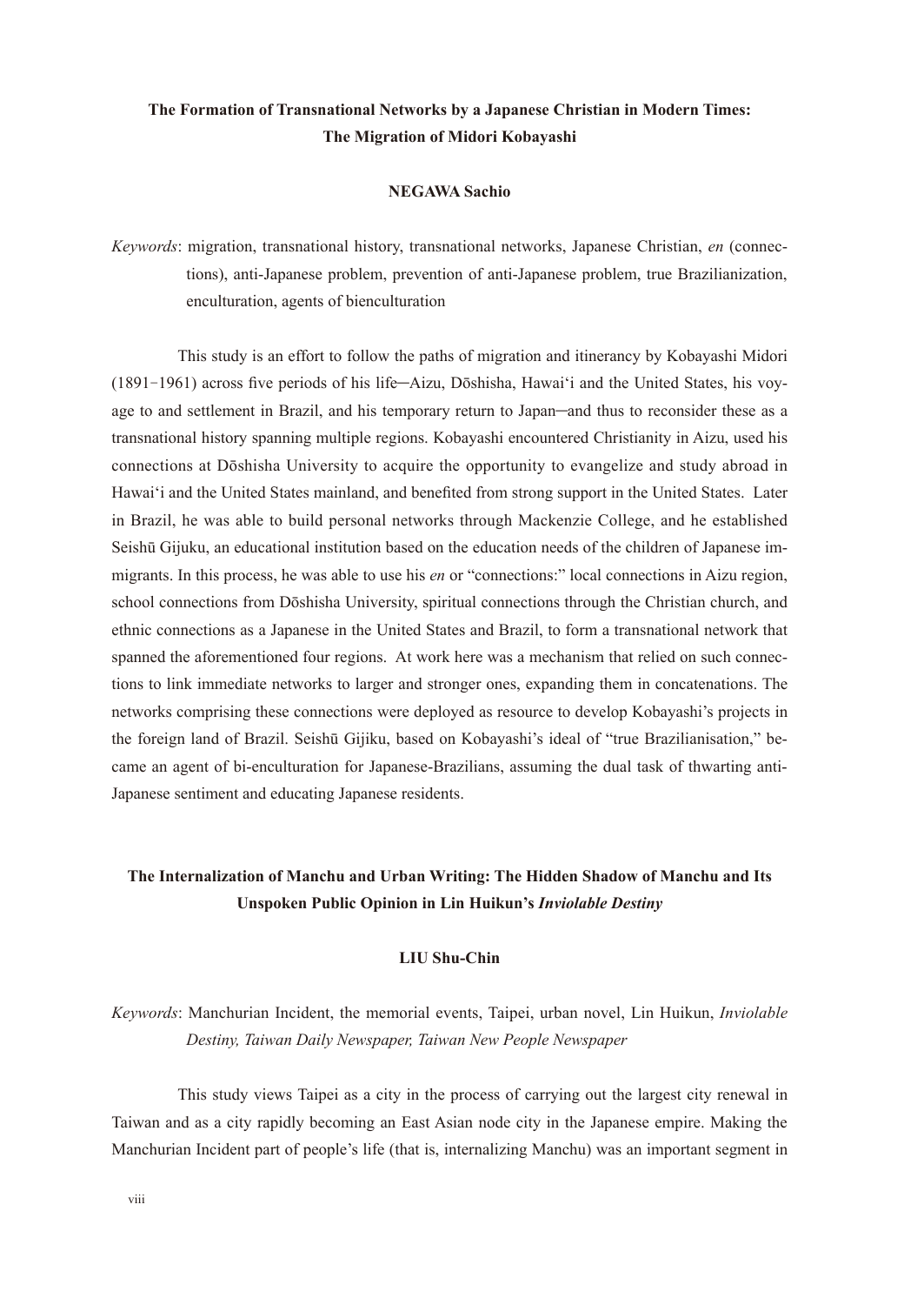## The Formation of Transnational Networks by a Japanese Christian in Modern Times: The Migration of Midori Kobayashi

**NEGAWA Sachio**

*Keywords*: migration, transnational history, transnational networks, Japanese Christian, *en* (connections), anti-Japanese problem, prevention of anti-Japanese problem, true Brazilianization, enculturation, agents of bienculturation

This study is an effort to follow the paths of migration and itinerancy by Kobayashi Midori (1891‒1961) across five periods of his life─Aizu, Dōshisha, Hawai'i and the United States, his voyage to and settlement in Brazil, and his temporary return to Japan─and thus to reconsider these as a transnational history spanning multiple regions. Kobayashi encountered Christianity in Aizu, used his connections at Dōshisha University to acquire the opportunity to evangelize and study abroad in Hawai'i and the United States mainland, and benefited from strong support in the United States. Later in Brazil, he was able to build personal networks through Mackenzie College, and he established Seishū Gijuku, an educational institution based on the education needs of the children of Japanese immigrants. In this process, he was able to use his *en* or "connections:" local connections in Aizu region, school connections from Dōshisha University, spiritual connections through the Christian church, and ethnic connections as a Japanese in the United States and Brazil, to form a transnational network that spanned the aforementioned four regions. At work here was a mechanism that relied on such connections to link immediate networks to larger and stronger ones, expanding them in concatenations. The networks comprising these connections were deployed as resource to develop Kobayashi's projects in the foreign land of Brazil. Seishū Gijiku, based on Kobayashi's ideal of "true Brazilianisation," became an agent of bi-enculturation for Japanese-Brazilians, assuming the dual task of thwarting anti-Japanese sentiment and educating Japanese residents.

## The Internalization of Manchu and Urban Writing: The Hidden Shadow of Manchu and Its Unspoken Public Opinion in Lin Huikun's *Inviolable Destiny*

**LIU Shu-Chin**

*Keywords*: Manchurian Incident, the memorial events, Taipei, urban novel, Lin Huikun, *Inviolable Destiny, Taiwan Daily Newspaper, Taiwan New People Newspaper*

This study views Taipei as a city in the process of carrying out the largest city renewal in Taiwan and as a city rapidly becoming an East Asian node city in the Japanese empire. Making the Manchurian Incident part of people's life (that is, internalizing Manchu) was an important segment in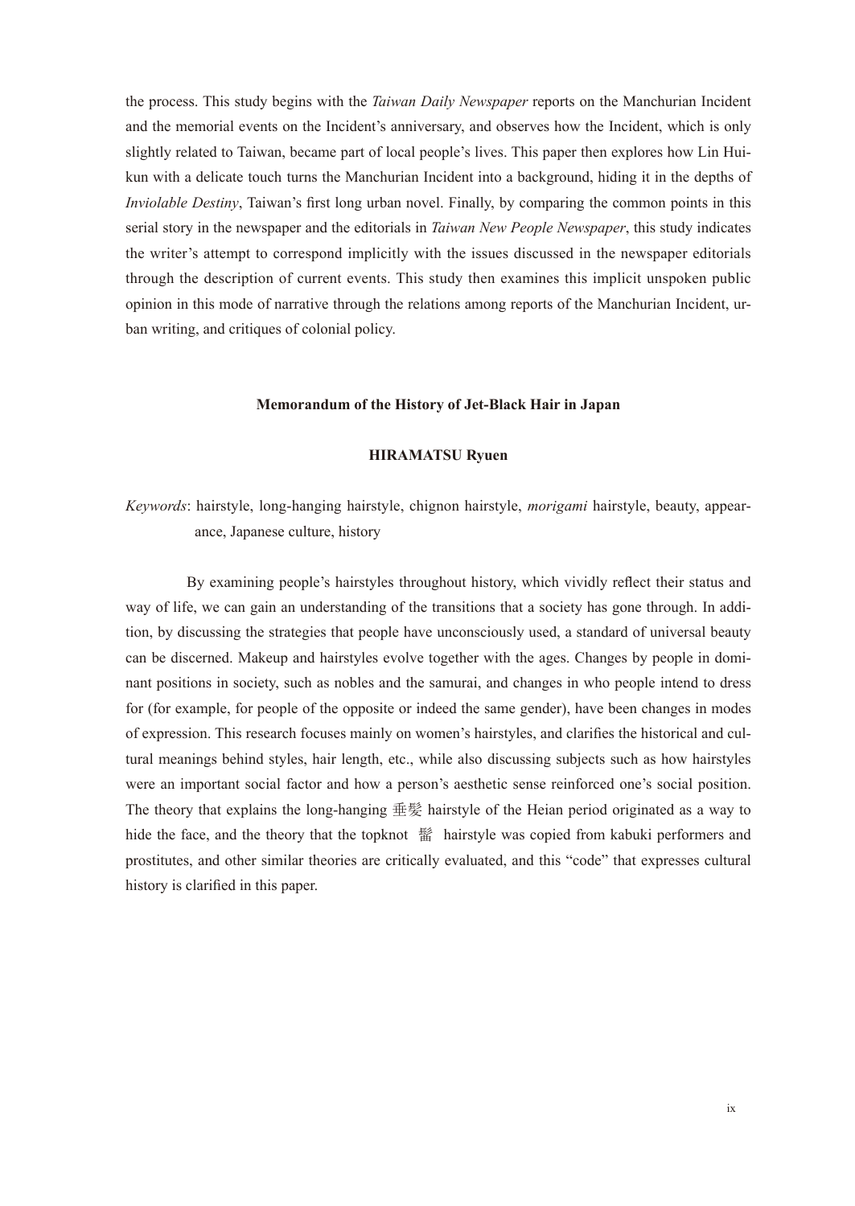the process. This study begins with the *Taiwan Daily Newspaper* reports on the Manchurian Incident and the memorial events on the Incident's anniversary, and observes how the Incident, which is only slightly related to Taiwan, became part of local people's lives. This paper then explores how Lin Hui-kun with a delicate touch turns the Manchurian Incident into a background, hiding it in the depths of *Inviolable Destiny*, Taiwan's first long urban novel. Finally, by comparing the common points in this serial story in the newspaper and the editorials in *Taiwan New People Newspaper*, this study indicates the writer's attempt to correspond implicitly with the issues discussed in the newspaper editorials through the description of current events. This study then examines this implicit unspoken public opinion in this mode of narrative through the relations among reports of the Manchurian Incident, urban writing, and critiques of colonial policy.

## Memorandum of the History of Jet-Black Hair in Japan

**HIRAMATSU Ryuen**

*Keywords*: hairstyle, long-hanging hairstyle, chignon hairstyle, *morigami* hairstyle, beauty, appearance, Japanese culture, history

By examining people's hairstyles throughout history, which vividly reflect their status and way of life, we can gain an understanding of the transitions that a society has gone through. In addition, by discussing the strategies that people have unconsciously used, a standard of universal beauty can be discerned. Makeup and hairstyles evolve together with the ages. Changes by people in dominant positions in society, such as nobles and the samurai, and changes in who people intend to dress for (for example, for people of the opposite or indeed the same gender), have been changes in modes of expression. This research focuses mainly on women's hairstyles, and clarifies the historical and cultural meanings behind styles, hair length, etc., while also discussing subjects such as how hairstyles were an important social factor and how a person's aesthetic sense reinforced one's social position. The theory that explains the long-hanging 垂髪 hairstyle of the Heian period originated as a way to hide the face, and the theory that the topknot 髷 hairstyle was copied from kabuki performers and prostitutes, and other similar theories are critically evaluated, and this "code" that expresses cultural history is clarified in this paper.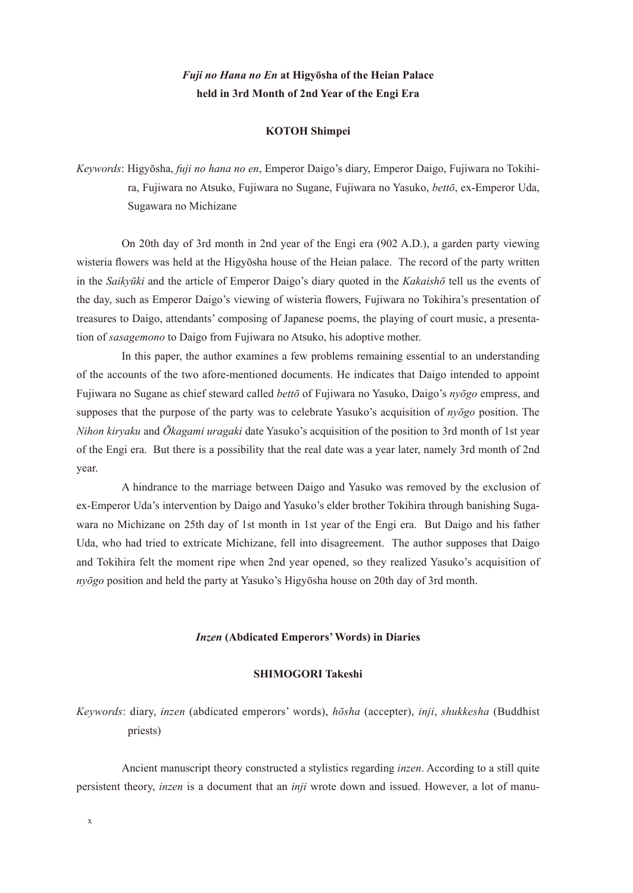## *Fuji no Hana no En* at Higyōsha of the Heian Palace held in 3rd Month of 2nd Year of the Engi Era

**KOTOH Shimpei**

*Keywords*: Higyōsha, *fuji no hana no en*, Emperor Daigo's diary, Emperor Daigo, Fujiwara no Tokihira, Fujiwara no Atsuko, Fujiwara no Sugane, Fujiwara no Yasuko, *bettō*, ex-Emperor Uda, Sugawara no Michizane

On 20th day of 3rd month in 2nd year of the Engi era (902 A.D.), a garden party viewing wisteria flowers was held at the Higyōsha house of the Heian palace. The record of the party written in the *Saikyūki* and the article of Emperor Daigo's diary quoted in the *Kakaishō* tell us the events of the day, such as Emperor Daigo's viewing of wisteria flowers, Fujiwara no Tokihira's presentation of treasures to Daigo, attendants' composing of Japanese poems, the playing of court music, a presentation of *sasagemono* to Daigo from Fujiwara no Atsuko, his adoptive mother.

In this paper, the author examines a few problems remaining essential to an understanding of the accounts of the two afore-mentioned documents. He indicates that Daigo intended to appoint Fujiwara no Sugane as chief steward called *bettō* of Fujiwara no Yasuko, Daigo's *nyōgo* empress, and supposes that the purpose of the party was to celebrate Yasuko's acquisition of *nyōgo* position. The *Nihon kiryaku* and *Ōkagami uragaki* date Yasuko's acquisition of the position to 3rd month of 1st year of the Engi era. But there is a possibility that the real date was a year later, namely 3rd month of 2nd year.

A hindrance to the marriage between Daigo and Yasuko was removed by the exclusion of ex-Emperor Uda's intervention by Daigo and Yasuko's elder brother Tokihira through banishing Sugawara no Michizane on 25th day of 1st month in 1st year of the Engi era. But Daigo and his father Uda, who had tried to extricate Michizane, fell into disagreement. The author supposes that Daigo and Tokihira felt the moment ripe when 2nd year opened, so they realized Yasuko's acquisition of *nyōgo* position and held the party at Yasuko's Higyōsha house on 20th day of 3rd month.

## *Inzen* (Abdicated Emperors' Words) in Diaries

**SHIMOGORI Takeshi**

*Keywords*: diary, *inzen* (abdicated emperors' words), *hōsha* (accepter), *inji*, *shukkesha* (Buddhist priests)

Ancient manuscript theory constructed a stylistics regarding *inzen*. According to a still quite persistent theory, *inzen* is a document that an *inji* wrote down and issued. However, a lot of manu-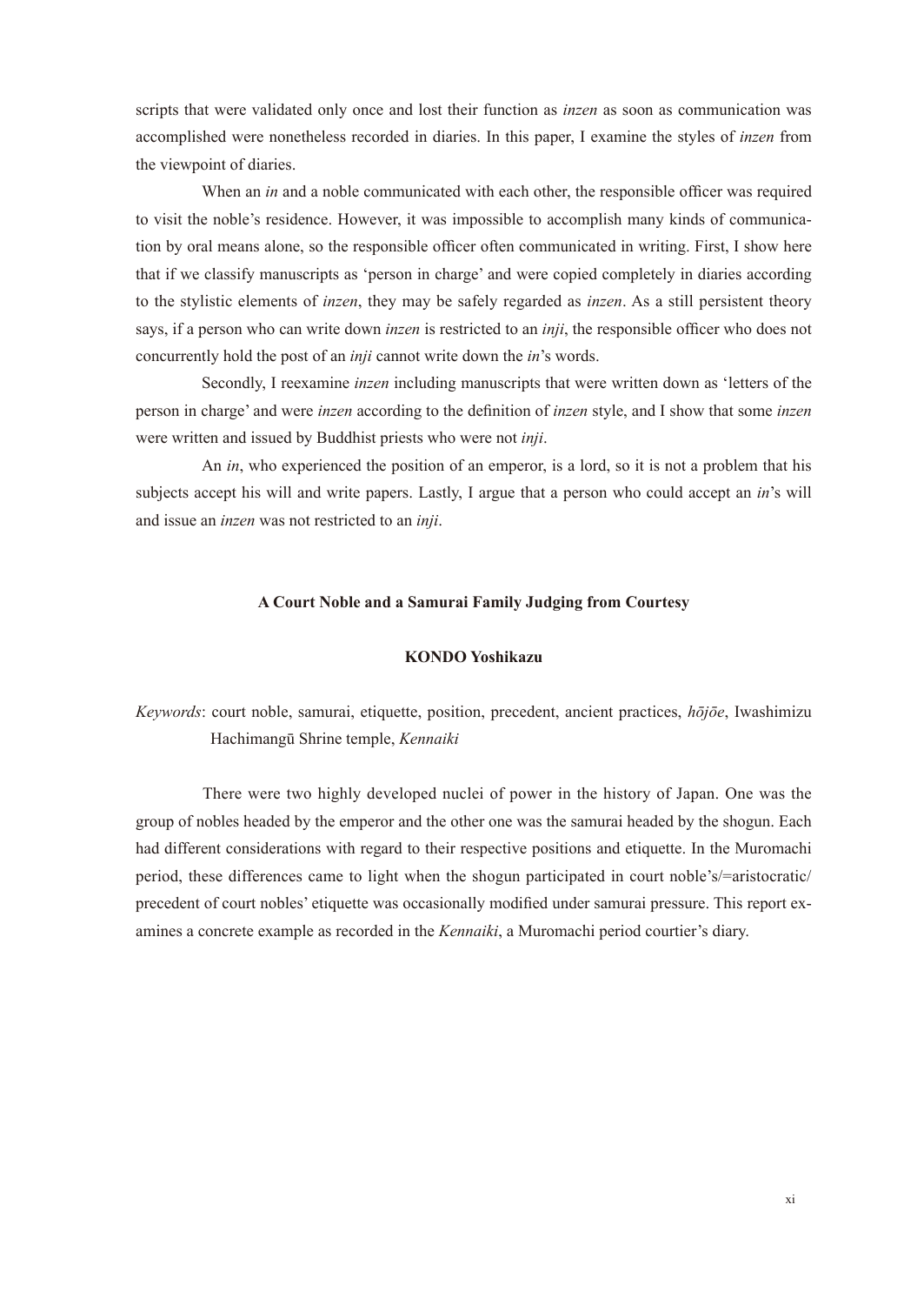scripts that were validated only once and lost their function as *inzen* as soon as communication was accomplished were nonetheless recorded in diaries. In this paper, I examine the styles of *inzen* from the viewpoint of diaries.

When an *in* and a noble communicated with each other, the responsible officer was required to visit the noble's residence. However, it was impossible to accomplish many kinds of communication by oral means alone, so the responsible officer often communicated in writing. First, I show here that if we classify manuscripts as 'person in charge' and were copied completely in diaries according to the stylistic elements of *inzen*, they may be safely regarded as *inzen*. As a still persistent theory says, if a person who can write down *inzen* is restricted to an *inji*, the responsible officer who does not concurrently hold the post of an *inji* cannot write down the *in*'s words.

Secondly, I reexamine *inzen* including manuscripts that were written down as 'letters of the person in charge' and were *inzen* according to the definition of *inzen* style, and I show that some *inzen* were written and issued by Buddhist priests who were not *inji*.

An *in*, who experienced the position of an emperor, is a lord, so it is not a problem that his subjects accept his will and write papers. Lastly, I argue that a person who could accept an *in*'s will and issue an *inzen* was not restricted to an *inji*.

## A Court Noble and a Samurai Family Judging from Courtesy

**KONDO Yoshikazu**

*Keywords*: court noble, samurai, etiquette, position, precedent, ancient practices, *hōjōe*, Iwashimizu Hachimangū Shrine temple, *Kennaiki*

There were two highly developed nuclei of power in the history of Japan. One was the group of nobles headed by the emperor and the other one was the samurai headed by the shogun. Each had different considerations with regard to their respective positions and etiquette. In the Muromachi period, these differences came to light when the shogun participated in court noble's/=aristocratic/ precedent of court nobles' etiquette was occasionally modified under samurai pressure. This report examines a concrete example as recorded in the *Kennaiki*, a Muromachi period courtier's diary.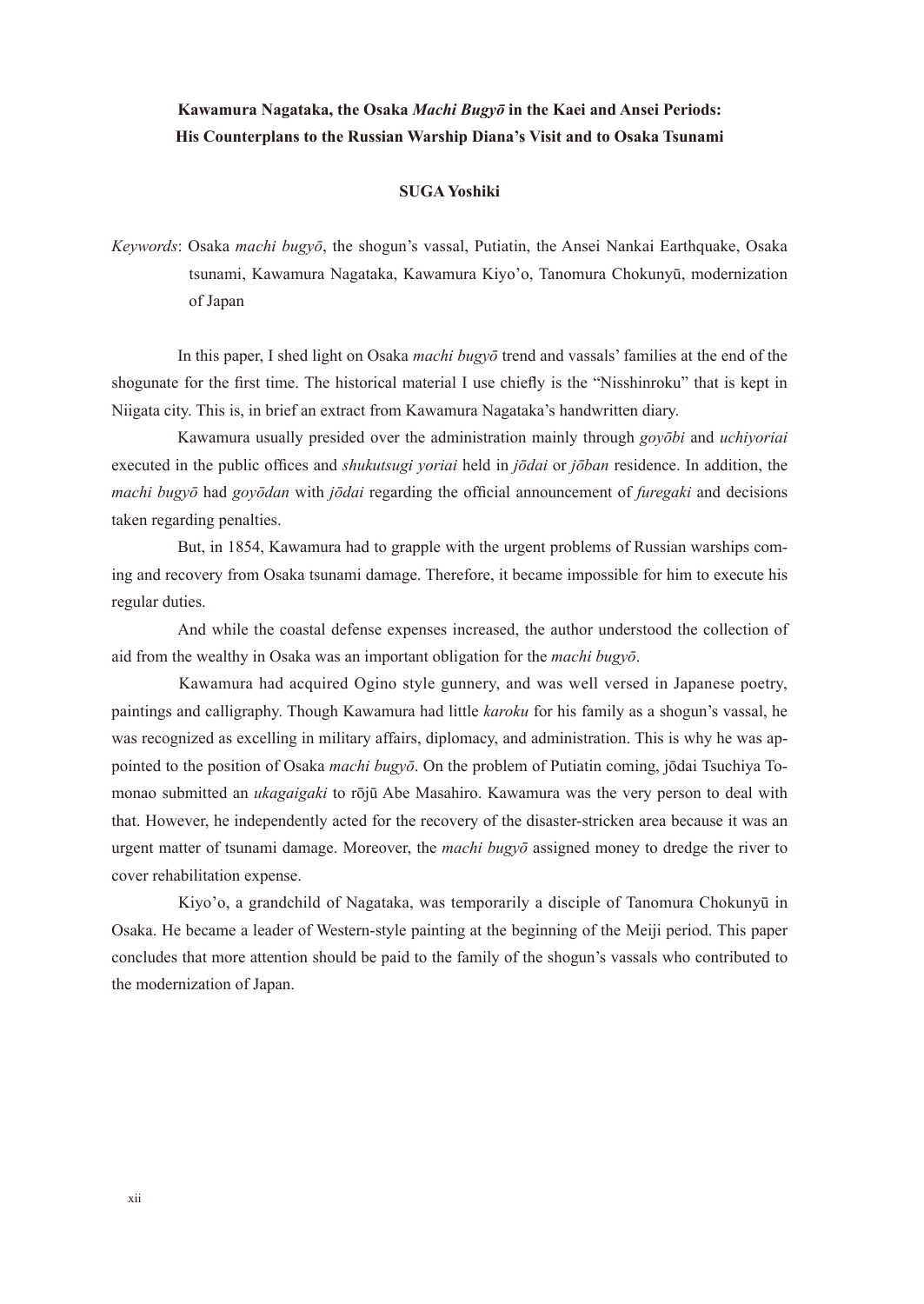## Kawamura Nagataka, the Osaka *Machi Bugyō* in the Kaei and Ansei Periods: His Counterplans to the Russian Warship Diana's Visit and to Osaka Tsunami

**SUGA Yoshiki**

*Keywords*: Osaka *machi bugyō*, the shogun's vassal, Putiatin, the Ansei Nankai Earthquake, Osaka tsunami, Kawamura Nagataka, Kawamura Kiyo'o, Tanomura Chokunyū, modernization of Japan

In this paper, I shed light on Osaka *machi bugyō* trend and vassals' families at the end of the shogunate for the first time. The historical material I use chiefly is the "Nisshinroku" that is kept in Niigata city. This is, in brief an extract from Kawamura Nagataka's handwritten diary.

Kawamura usually presided over the administration mainly through *goyōbi* and *uchiyoriai* executed in the public offices and *shukutsugi yoriai* held in *jōdai* or *jōban* residence. In addition, the *machi bugyō* had *goyōdan* with *jōdai* regarding the official announcement of *furegaki* and decisions taken regarding penalties.

But, in 1854, Kawamura had to grapple with the urgent problems of Russian warships coming and recovery from Osaka tsunami damage. Therefore, it became impossible for him to execute his regular duties.

And while the coastal defense expenses increased, the author understood the collection of aid from the wealthy in Osaka was an important obligation for the *machi bugyō*.

Kawamura had acquired Ogino style gunnery, and was well versed in Japanese poetry, paintings and calligraphy. Though Kawamura had little *karoku* for his family as a shogun's vassal, he was recognized as excelling in military affairs, diplomacy, and administration. This is why he was appointed to the position of Osaka *machi bugyō*. On the problem of Putiatin coming, jōdai Tsuchiya Tomonao submitted an *ukagaigaki* to rōjū Abe Masahiro. Kawamura was the very person to deal with that. However, he independently acted for the recovery of the disaster-stricken area because it was an urgent matter of tsunami damage. Moreover, the *machi bugyō* assigned money to dredge the river to cover rehabilitation expense.

Kiyo'o, a grandchild of Nagataka, was temporarily a disciple of Tanomura Chokunyū in Osaka. He became a leader of Western-style painting at the beginning of the Meiji period. This paper concludes that more attention should be paid to the family of the shogun's vassals who contributed to the modernization of Japan.